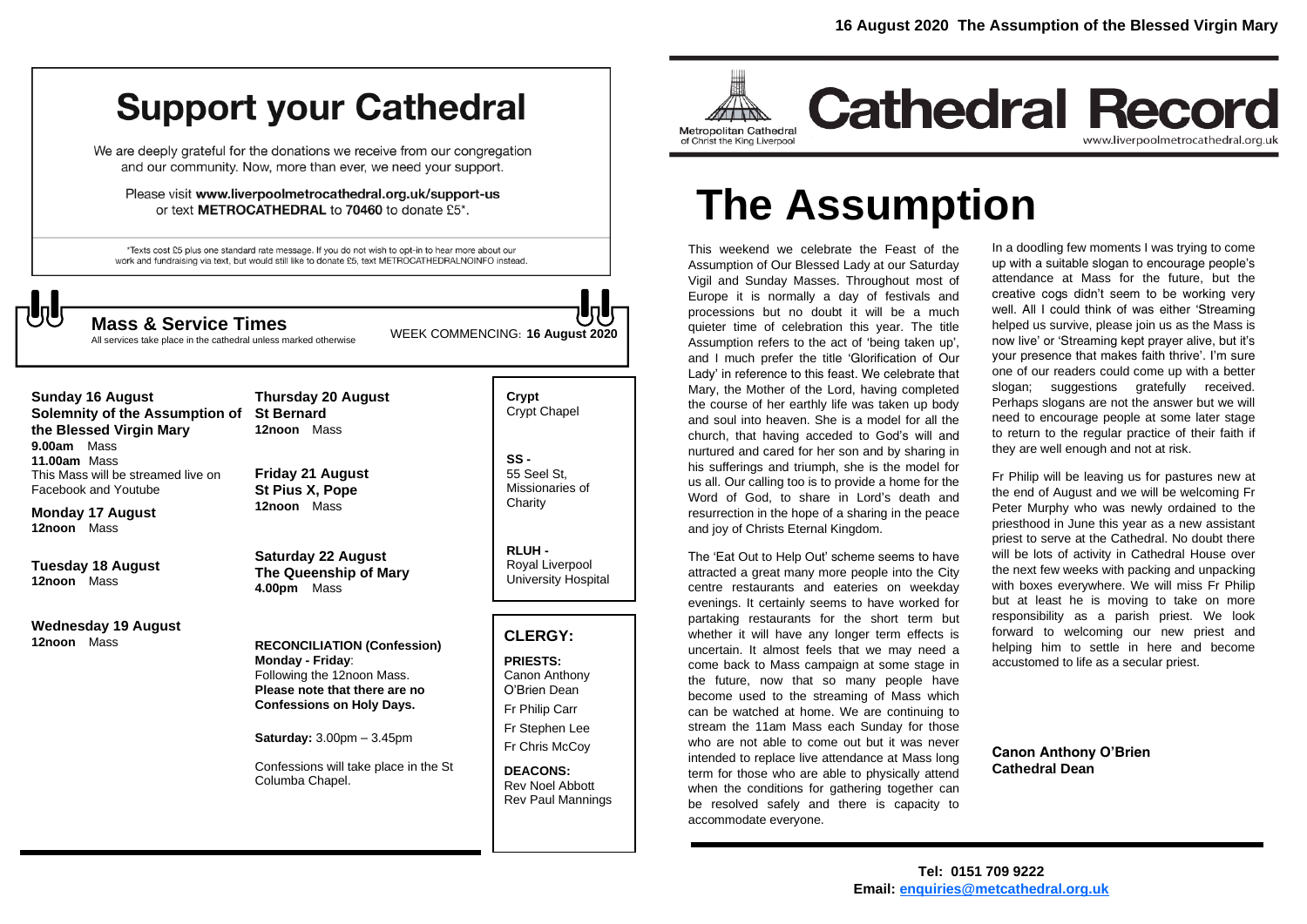16 August 2020 The Assumption of the Blessed Virgin Mary

# Cathedral Record

Metropolitan Cathedral of Christ the King Liverpool

www.liverpoolmetrocathedral.org.uk

# The Assumption

This weekend we celebrate the Feast of the Assumption of Our Blessed Lady at our Saturday Vigil and Sunday Masses. Throughout most of Europe it is normally a day of festivals and processions but no doubt it will be a much quieter time of celebration this year. The title Assumption refers to the act of 'being taken up', and I much prefer the title 'Glorification of Our Lady' in reference to this feast. We celebrate that Mary, the Mother of the Lord, having completed the course of her earthly life was taken up body and soul into heaven. She is a model for all the church, that having acceded to God's will and nurtured and cared for her son and by sharing in his sufferings and triumph, she is the model for us all. Our calling too is to provide a home for the Word of God, to share in Lord's death and resurrection in the hope of a sharing in the peace and joy of Christs Eternal Kingdom.

The 'Eat Out to Help Out' scheme seems to have attracted a great many more people into the City centre restaurants and eateries on weekday evenings. It certainly seems to have worked for partaking restaurants for the short term but whether it will have any longer term effects is uncertain. It almost feels that we may need a come back to Mass campaign at some stage in the future, now that so many people have become used to the streaming of Mass which can be watched at home. We are continuing to stream the 11am Mass each Sunday for those who are not able to come out but it was never intended to replace live attendance at Mass long term for those who are able to physically attend when the conditions for gathering together can be resolved safely and there is capacity to accommodate everyone.

In a doodling few moments I was trying to come up with a suitable slogan to encourage people's attendance at Mass for the future, but the creative cogs didn't seem to be working very well. All I could think of was either 'Streaming helped us survive, please join us as the Mass is now live' or 'Streaming kept prayer alive, but it's your presence that makes faith thrive'. I'm sure one of our readers could come up with a better slogan; suggestions gratefully received. Perhaps slogans are not the answer but we will need to encourage people at some later stage to return to the regular practice of their faith if they are well enough and not at risk.

Fr Philip will be leaving us for pastures new at the end of August and we will be welcoming Fr Peter Murphy who was newly ordained to the priesthood in June this year as a new assistant priest to serve at the Cathedral. No doubt there will be lots of activity in Cathedral House over the next few weeks with packing and unpacking with boxes everywhere. We will miss Fr Philip but at least he is moving to take on more responsibility as a parish priest. We look forward to welcoming our new priest and helping him to settle in here and become accustomed to life as a secular priest.

**Canon Anthony O'Brien**
**Cathedral Dean**

# Support your Cathedral

We are deeply grateful for the donations we receive from our congregation and our community. Now, more than ever, we need your support.

Please visit **www.liverpoolmetrocathedral.org.uk/support-us** or text **METROCATHEDRAL** to **70460** to donate £5*.

*Texts cost £5 plus one standard rate message. If you do not wish to opt-in to hear more about our work and fundraising via text, but would still like to donate £5, text METROCATHEDRALNOINFO instead.

## Mass & Service Times

All services take place in the cathedral unless marked otherwise

WEEK COMMENCING: **16 August 2020**

**Sunday 16 August**
**Solemnity of the Assumption of the Blessed Virgin Mary**
**9.00am** Mass
**11.00am** Mass
This Mass will be streamed live on Facebook and Youtube

**Monday 17 August**
**12noon** Mass

**Tuesday 18 August**
**12noon** Mass

**Wednesday 19 August**
**12noon** Mass

**Thursday 20 August**
**St Bernard**
**12noon** Mass

**Friday 21 August**
**St Pius X, Pope**
**12noon** Mass

**Saturday 22 August**
**The Queenship of Mary**
**4.00pm** Mass

**RECONCILIATION (Confession)**
**Monday - Friday**:
Following the 12noon Mass.
**Please note that there are no Confessions on Holy Days.**

**Saturday:** 3.00pm – 3.45pm

Confessions will take place in the St Columba Chapel.

**Crypt**
Crypt Chapel

**SS -**
55 Seel St, Missionaries of Charity

**RLUH -**
Royal Liverpool University Hospital

## CLERGY:

**PRIESTS:**
Canon Anthony O'Brien Dean
Fr Philip Carr
Fr Stephen Lee
Fr Chris McCoy

**DEACONS:**
Rev Noel Abbott
Rev Paul Mannings

**Tel: 0151 709 9222**
**Email: enquiries@metcathedral.org.uk**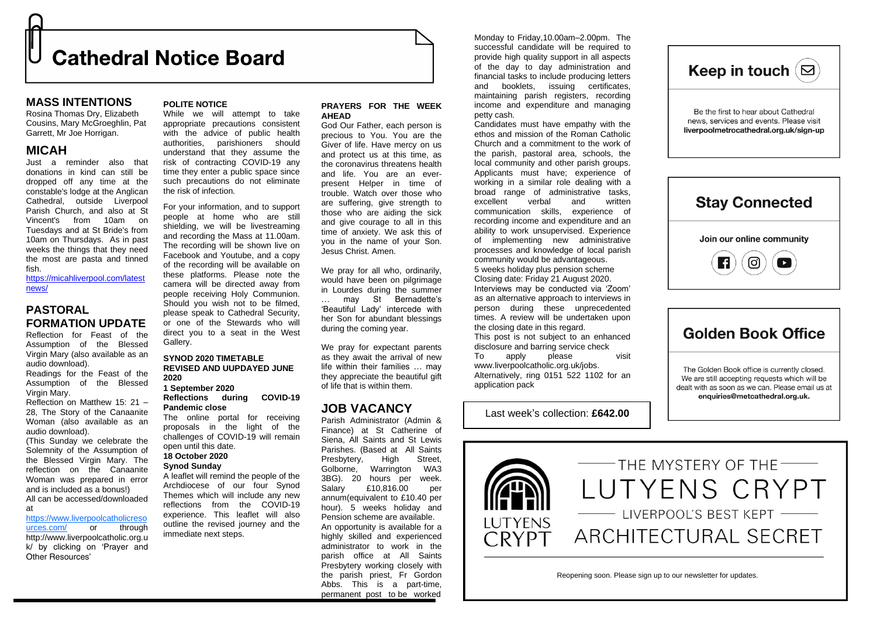# Cathedral Notice Board

## MASS INTENTIONS

Rosina Thomas Dry, Elizabeth Cousins, Mary McGroeghlin, Pat Garrett, Mr Joe Horrigan.

## MICAH

Just a reminder also that donations in kind can still be dropped off any time at the constable's lodge at the Anglican Cathedral, outside Liverpool Parish Church, and also at St Vincent's from 10am on Tuesdays and at St Bride's from 10am on Thursdays. As in past weeks the things that they need the most are pasta and tinned fish.

https://micahliverpool.com/latest news/

## PASTORAL FORMATION UPDATE

Reflection for Feast of the Assumption of the Blessed Virgin Mary (also available as an audio download).

Readings for the Feast of the Assumption of the Blessed Virgin Mary.

Reflection on Matthew 15: 21 – 28, The Story of the Canaanite Woman (also available as an audio download).

(This Sunday we celebrate the Solemnity of the Assumption of the Blessed Virgin Mary. The reflection on the Canaanite Woman was prepared in error and is included as a bonus!)

All can be accessed/downloaded at

https://www.liverpoolcatholicresources.com/ or through http://www.liverpoolcatholic.org.uk/ by clicking on 'Prayer and Other Resources'

**POLITE NOTICE**

While we will attempt to take appropriate precautions consistent with the advice of public health authorities, parishioners should understand that they assume the risk of contracting COVID-19 any time they enter a public space since such precautions do not eliminate the risk of infection.

For your information, and to support people at home who are still shielding, we will be livestreaming and recording the Mass at 11.00am. The recording will be shown live on Facebook and Youtube, and a copy of the recording will be available on these platforms. Please note the camera will be directed away from people receiving Holy Communion. Should you wish not to be filmed, please speak to Cathedral Security, or one of the Stewards who will direct you to a seat in the West Gallery.

**SYNOD 2020 TIMETABLE REVISED AND UUPDAYED JUNE 2020**

**1 September 2020**

**Reflections during COVID-19 Pandemic close**

The online portal for receiving proposals in the light of the challenges of COVID-19 will remain open until this date.

**18 October 2020**

**Synod Sunday**

A leaflet will remind the people of the Archdiocese of our four Synod Themes which will include any new reflections from the COVID-19 experience. This leaflet will also outline the revised journey and the immediate next steps.

**PRAYERS FOR THE WEEK AHEAD**

God Our Father, each person is precious to You. You are the Giver of life. Have mercy on us and protect us at this time, as the coronavirus threatens health and life. You are an ever-present Helper in time of trouble. Watch over those who are suffering, give strength to those who are aiding the sick and give courage to all in this time of anxiety. We ask this of you in the name of your Son. Jesus Christ. Amen.

We pray for all who, ordinarily, would have been on pilgrimage in Lourdes during the summer … may St Bernadette's 'Beautiful Lady' intercede with her Son for abundant blessings during the coming year.

We pray for expectant parents as they await the arrival of new life within their families … may they appreciate the beautiful gift of life that is within them.

## JOB VACANCY

Parish Administrator (Admin & Finance) at St Catherine of Siena, All Saints and St Lewis Parishes. (Based at All Saints Presbytery, High Street, Golborne, Warrington WA3 3BG). 20 hours per week. Salary £10,816.00 per annum(equivalent to £10.40 per hour). 5 weeks holiday and Pension scheme are available.

An opportunity is available for a highly skilled and experienced administrator to work in the parish office at All Saints Presbytery working closely with the parish priest, Fr Gordon Abbs. This is a part-time, permanent post to be worked Monday to Friday,10.00am–2.00pm. The successful candidate will be required to provide high quality support in all aspects of the day to day administration and financial tasks to include producing letters and booklets, issuing certificates, maintaining parish registers, recording income and expenditure and managing petty cash.

Candidates must have empathy with the ethos and mission of the Roman Catholic Church and a commitment to the work of the parish, pastoral area, schools, the local community and other parish groups. Applicants must have; experience of working in a similar role dealing with a broad range of administrative tasks, excellent verbal and written communication skills, experience of recording income and expenditure and an ability to work unsupervised. Experience of implementing new administrative processes and knowledge of local parish community would be advantageous.

5 weeks holiday plus pension scheme

Closing date: Friday 21 August 2020.

Interviews may be conducted via 'Zoom' as an alternative approach to interviews in person during these unprecedented times. A review will be undertaken upon the closing date in this regard.

This post is not subject to an enhanced disclosure and barring service check

To apply please visit www.liverpoolcatholic.org.uk/jobs.

Alternatively, ring 0151 522 1102 for an application pack

Last week's collection: **£642.00**

## Keep in touch

Be the first to hear about Cathedral news, services and events. Please visit **liverpoolmetrocathedral.org.uk/sign-up**

## Stay Connected

**Join our online community**

## Golden Book Office

The Golden Book office is currently closed. We are still accepting requests which will be dealt with as soon as we can. Please email us at **enquiries@metcathedral.org.uk.**

LUTYENS CRYPT

THE MYSTERY OF THE LUTYENS CRYPT

LIVERPOOL'S BEST KEPT ARCHITECTURAL SECRET

Reopening soon. Please sign up to our newsletter for updates.